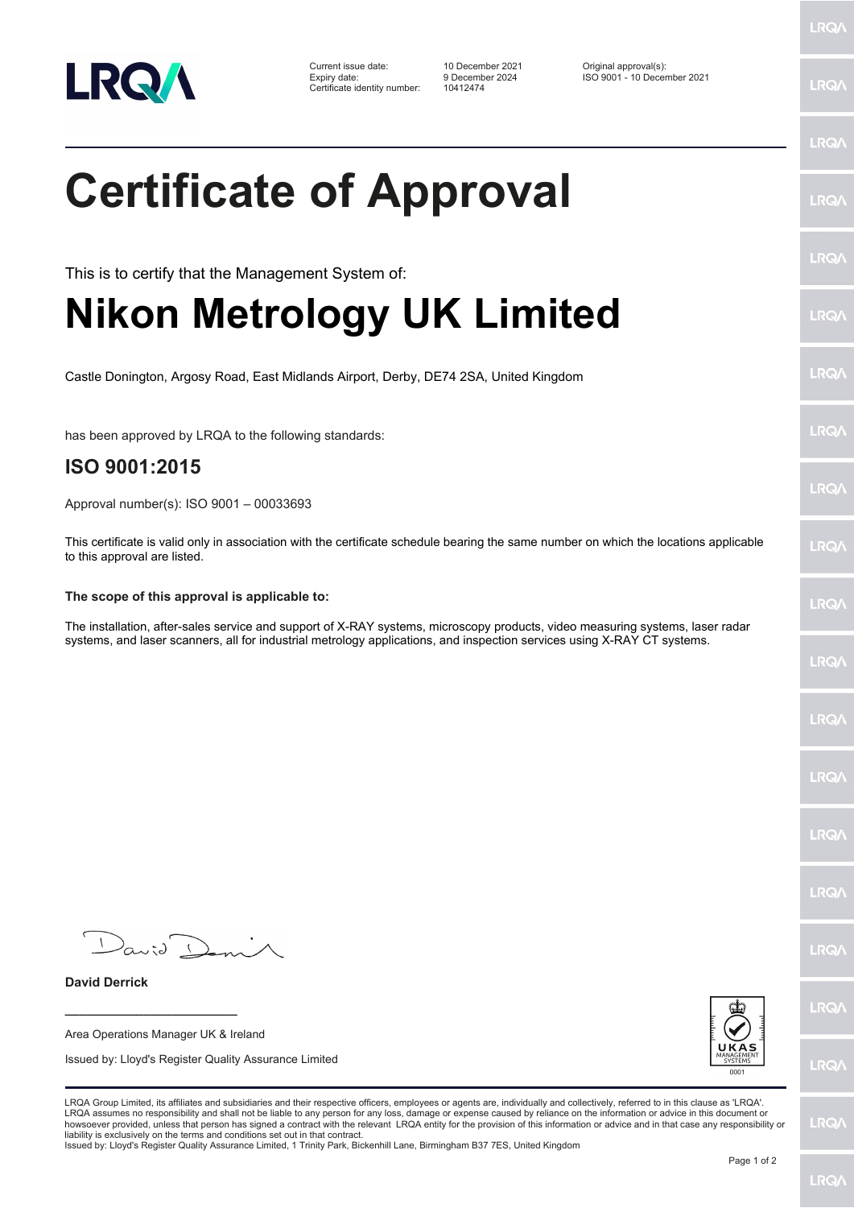LRQA

| | | |
|---|---|---|
| Current issue date: | 10 December 2021 | Original approval(s): |
| Expiry date: | 9 December 2024 | ISO 9001 - 10 December 2021 |
| Certificate identity number: | 10412474 | |

# Certificate of Approval

This is to certify that the Management System of:

# Nikon Metrology UK Limited

Castle Donington, Argosy Road, East Midlands Airport, Derby, DE74 2SA, United Kingdom

has been approved by LRQA to the following standards:

## ISO 9001:2015

Approval number(s): ISO 9001 – 00033693

This certificate is valid only in association with the certificate schedule bearing the same number on which the locations applicable to this approval are listed.

**The scope of this approval is applicable to:**

The installation, after-sales service and support of X-RAY systems, microscopy products, video measuring systems, laser radar systems, and laser scanners, all for industrial metrology applications, and inspection services using X-RAY CT systems.

**David Derrick**

Area Operations Manager UK & Ireland

Issued by: Lloyd's Register Quality Assurance Limited

UKAS MANAGEMENT SYSTEMS 0001

LRQA Group Limited, its affiliates and subsidiaries and their respective officers, employees or agents are, individually and collectively, referred to in this clause as 'LRQA'. LRQA assumes no responsibility and shall not be liable to any person for any loss, damage or expense caused by reliance on the information or advice in this document or howsoever provided, unless that person has signed a contract with the relevant LRQA entity for the provision of this information or advice and in that case any responsibility or liability is exclusively on the terms and conditions set out in that contract.
Issued by: Lloyd's Register Quality Assurance Limited, 1 Trinity Park, Bickenhill Lane, Birmingham B37 7ES, United Kingdom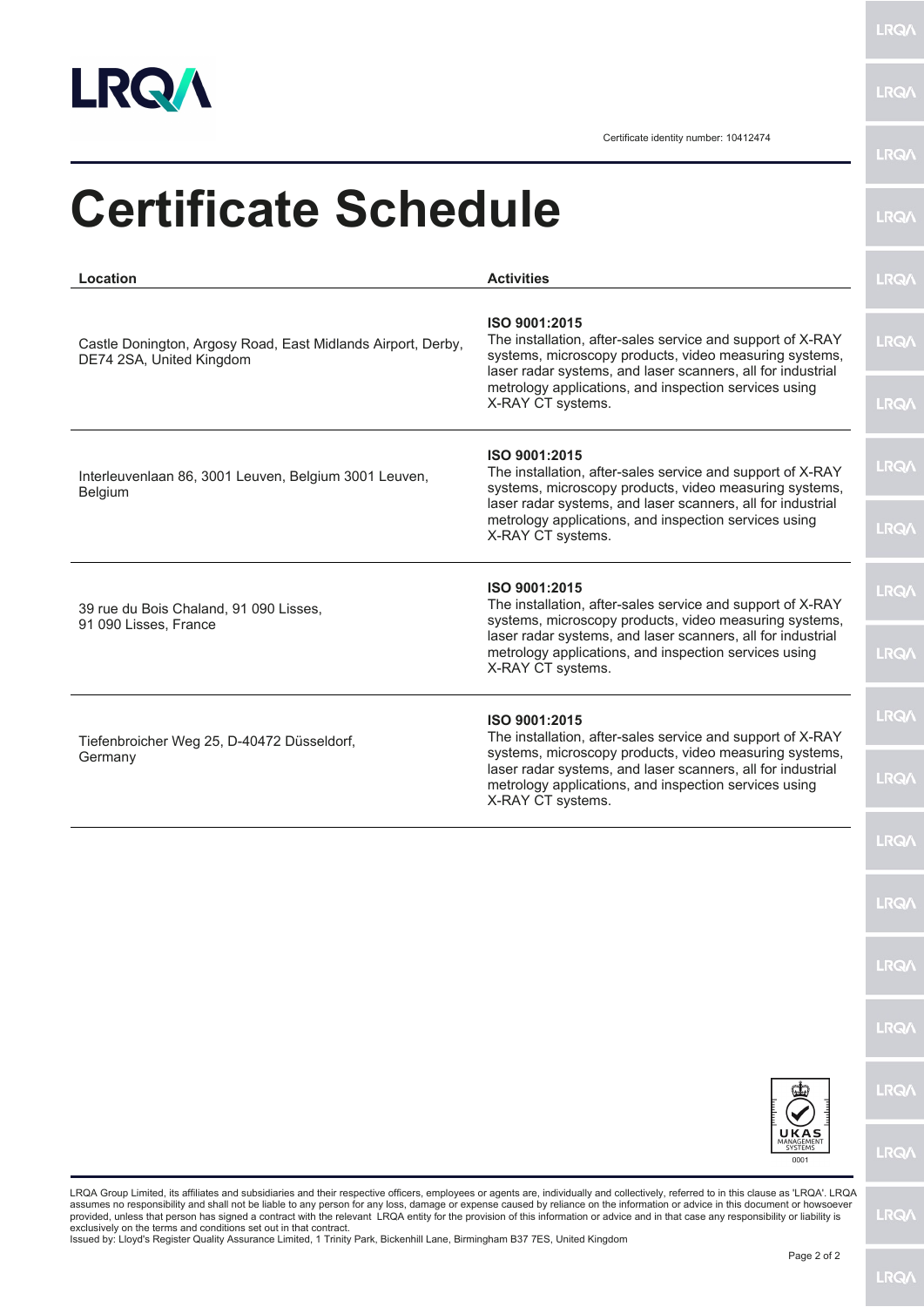Certificate identity number: 10412474

# Certificate Schedule

| Location | Activities |
| --- | --- |
| Castle Donington, Argosy Road, East Midlands Airport, Derby, DE74 2SA, United Kingdom | **ISO 9001:2015** The installation, after-sales service and support of X-RAY systems, microscopy products, video measuring systems, laser radar systems, and laser scanners, all for industrial metrology applications, and inspection services using X-RAY CT systems. |
| Interleuvenlaan 86, 3001 Leuven, Belgium 3001 Leuven, Belgium | **ISO 9001:2015** The installation, after-sales service and support of X-RAY systems, microscopy products, video measuring systems, laser radar systems, and laser scanners, all for industrial metrology applications, and inspection services using X-RAY CT systems. |
| 39 rue du Bois Chaland, 91 090 Lisses, 91 090 Lisses, France | **ISO 9001:2015** The installation, after-sales service and support of X-RAY systems, microscopy products, video measuring systems, laser radar systems, and laser scanners, all for industrial metrology applications, and inspection services using X-RAY CT systems. |
| Tiefenbroicher Weg 25, D-40472 Düsseldorf, Germany | **ISO 9001:2015** The installation, after-sales service and support of X-RAY systems, microscopy products, video measuring systems, laser radar systems, and laser scanners, all for industrial metrology applications, and inspection services using X-RAY CT systems. |

UKAS MANAGEMENT SYSTEMS 0001

LRQA Group Limited, its affiliates and subsidiaries and their respective officers, employees or agents are, individually and collectively, referred to in this clause as 'LRQA'. LRQA assumes no responsibility and shall not be liable to any person for any loss, damage or expense caused by reliance on the information or advice in this document or howsoever provided, unless that person has signed a contract with the relevant LRQA entity for the provision of this information or advice and in that case any responsibility or liability is exclusively on the terms and conditions set out in that contract.

Issued by: Lloyd's Register Quality Assurance Limited, 1 Trinity Park, Bickenhill Lane, Birmingham B37 7ES, United Kingdom